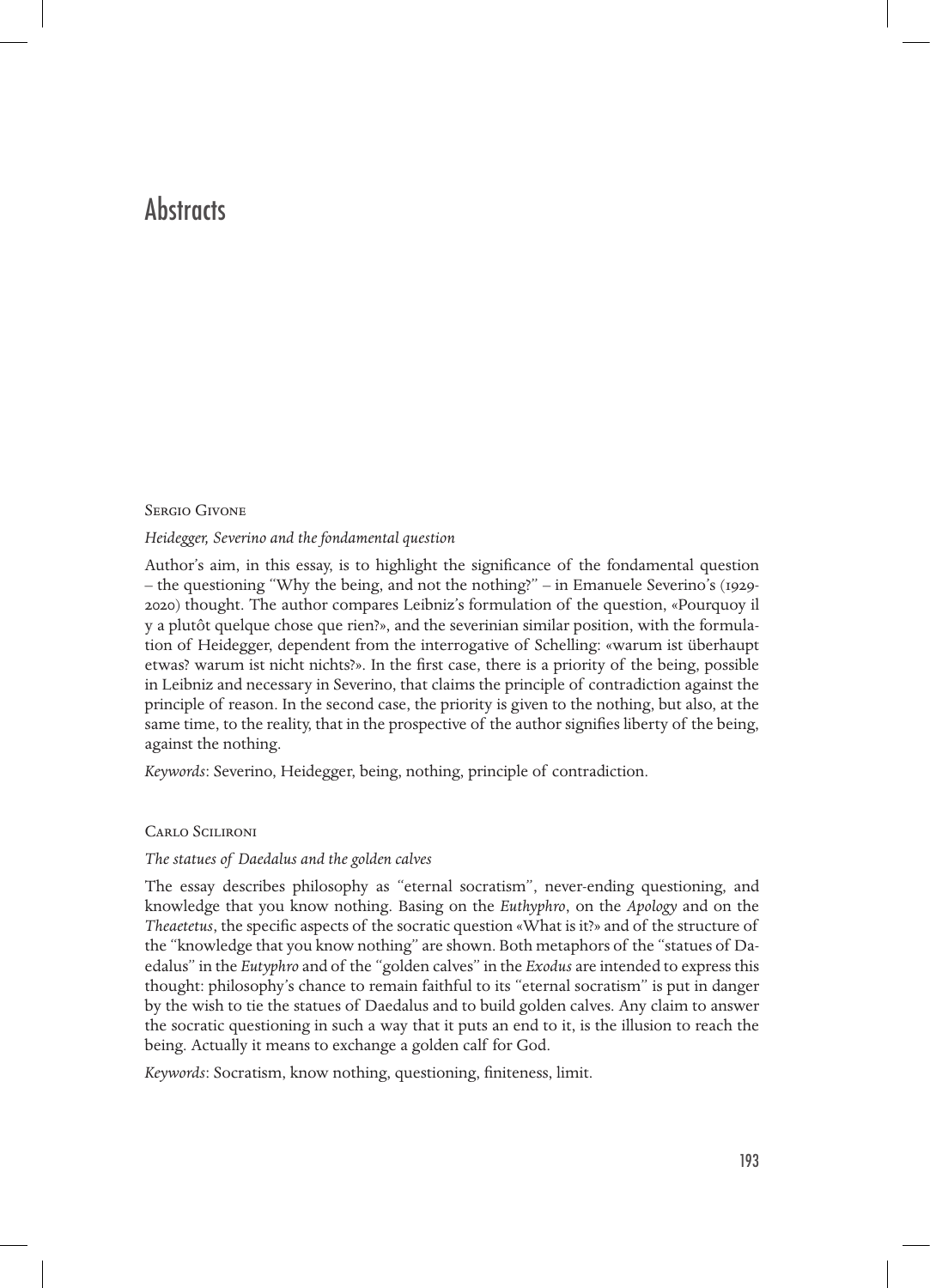# Abstracts

Sergio Givone

*Heidegger, Severino and the fondamental question*

Author's aim, in this essay, is to highlight the significance of the fondamental question – the questioning "Why the being, and not the nothing?" – in Emanuele Severino's (1929-2020) thought. The author compares Leibniz's formulation of the question, «Pourquoy il y a plutôt quelque chose que rien?», and the severinian similar position, with the formulation of Heidegger, dependent from the interrogative of Schelling: «warum ist überhaupt etwas? warum ist nicht nichts?». In the first case, there is a priority of the being, possible in Leibniz and necessary in Severino, that claims the principle of contradiction against the principle of reason. In the second case, the priority is given to the nothing, but also, at the same time, to the reality, that in the prospective of the author signifies liberty of the being, against the nothing.

*Keywords*: Severino, Heidegger, being, nothing, principle of contradiction.

Carlo Scilironi

*The statues of Daedalus and the golden calves*

The essay describes philosophy as "eternal socratism", never-ending questioning, and knowledge that you know nothing. Basing on the *Euthyphro*, on the *Apology* and on the *Theaetetus*, the specific aspects of the socratic question «What is it?» and of the structure of the "knowledge that you know nothing" are shown. Both metaphors of the "statues of Daedalus" in the *Eutyphro* and of the "golden calves" in the *Exodus* are intended to express this thought: philosophy's chance to remain faithful to its "eternal socratism" is put in danger by the wish to tie the statues of Daedalus and to build golden calves. Any claim to answer the socratic questioning in such a way that it puts an end to it, is the illusion to reach the being. Actually it means to exchange a golden calf for God.

*Keywords*: Socratism, know nothing, questioning, finiteness, limit.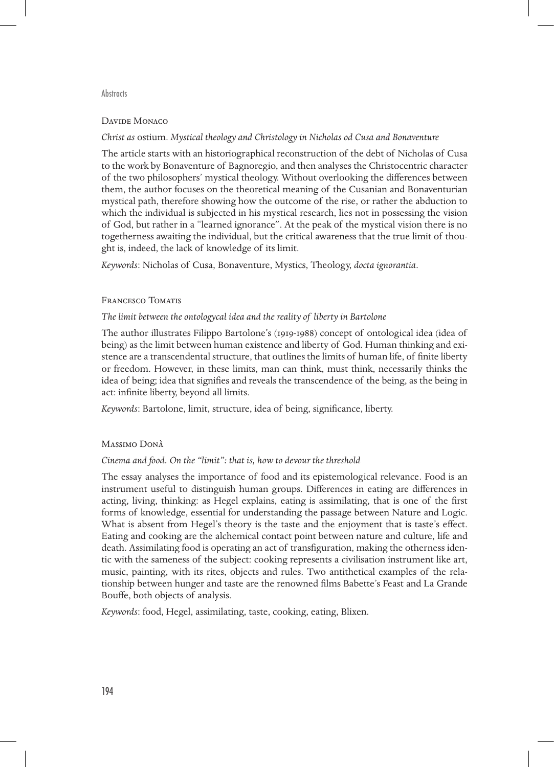Abstracts

Davide Monaco

*Christ as* ostium. *Mystical theology and Christology in Nicholas od Cusa and Bonaventure*

The article starts with an historiographical reconstruction of the debt of Nicholas of Cusa to the work by Bonaventure of Bagnoregio, and then analyses the Christocentric character of the two philosophers' mystical theology. Without overlooking the differences between them, the author focuses on the theoretical meaning of the Cusanian and Bonaventurian mystical path, therefore showing how the outcome of the rise, or rather the abduction to which the individual is subjected in his mystical research, lies not in possessing the vision of God, but rather in a "learned ignorance". At the peak of the mystical vision there is no togetherness awaiting the individual, but the critical awareness that the true limit of thought is, indeed, the lack of knowledge of its limit.

*Keywords*: Nicholas of Cusa, Bonaventure, Mystics, Theology, *docta ignorantia*.

Francesco Tomatis

*The limit between the ontologycal idea and the reality of liberty in Bartolone*

The author illustrates Filippo Bartolone's (1919-1988) concept of ontological idea (idea of being) as the limit between human existence and liberty of God. Human thinking and existence are a transcendental structure, that outlines the limits of human life, of finite liberty or freedom. However, in these limits, man can think, must think, necessarily thinks the idea of being; idea that signifies and reveals the transcendence of the being, as the being in act: infinite liberty, beyond all limits.

*Keywords*: Bartolone, limit, structure, idea of being, significance, liberty.

Massimo Donà

*Cinema and food. On the "limit": that is, how to devour the threshold*

The essay analyses the importance of food and its epistemological relevance. Food is an instrument useful to distinguish human groups. Differences in eating are differences in acting, living, thinking: as Hegel explains, eating is assimilating, that is one of the first forms of knowledge, essential for understanding the passage between Nature and Logic. What is absent from Hegel's theory is the taste and the enjoyment that is taste's effect. Eating and cooking are the alchemical contact point between nature and culture, life and death. Assimilating food is operating an act of transfiguration, making the otherness identic with the sameness of the subject: cooking represents a civilisation instrument like art, music, painting, with its rites, objects and rules. Two antithetical examples of the relationship between hunger and taste are the renowned films Babette's Feast and La Grande Bouffe, both objects of analysis.

*Keywords*: food, Hegel, assimilating, taste, cooking, eating, Blixen.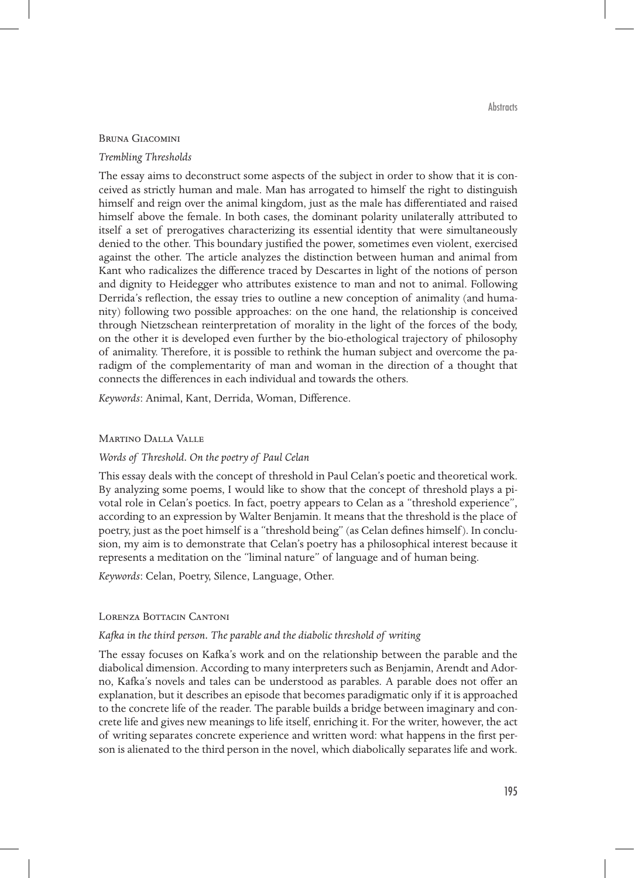### Bruna Giacomini

*Trembling Thresholds*

The essay aims to deconstruct some aspects of the subject in order to show that it is conceived as strictly human and male. Man has arrogated to himself the right to distinguish himself and reign over the animal kingdom, just as the male has differentiated and raised himself above the female. In both cases, the dominant polarity unilaterally attributed to itself a set of prerogatives characterizing its essential identity that were simultaneously denied to the other. This boundary justified the power, sometimes even violent, exercised against the other. The article analyzes the distinction between human and animal from Kant who radicalizes the difference traced by Descartes in light of the notions of person and dignity to Heidegger who attributes existence to man and not to animal. Following Derrida's reflection, the essay tries to outline a new conception of animality (and humanity) following two possible approaches: on the one hand, the relationship is conceived through Nietzschean reinterpretation of morality in the light of the forces of the body, on the other it is developed even further by the bio-ethological trajectory of philosophy of animality. Therefore, it is possible to rethink the human subject and overcome the paradigm of the complementarity of man and woman in the direction of a thought that connects the differences in each individual and towards the others.

*Keywords*: Animal, Kant, Derrida, Woman, Difference.

### Martino Dalla Valle

*Words of Threshold. On the poetry of Paul Celan*

This essay deals with the concept of threshold in Paul Celan's poetic and theoretical work. By analyzing some poems, I would like to show that the concept of threshold plays a pivotal role in Celan's poetics. In fact, poetry appears to Celan as a "threshold experience", according to an expression by Walter Benjamin. It means that the threshold is the place of poetry, just as the poet himself is a "threshold being" (as Celan defines himself). In conclusion, my aim is to demonstrate that Celan's poetry has a philosophical interest because it represents a meditation on the "liminal nature" of language and of human being.

*Keywords*: Celan, Poetry, Silence, Language, Other.

### Lorenza Bottacin Cantoni

*Kafka in the third person. The parable and the diabolic threshold of writing*

The essay focuses on Kafka's work and on the relationship between the parable and the diabolical dimension. According to many interpreters such as Benjamin, Arendt and Adorno, Kafka's novels and tales can be understood as parables. A parable does not offer an explanation, but it describes an episode that becomes paradigmatic only if it is approached to the concrete life of the reader. The parable builds a bridge between imaginary and concrete life and gives new meanings to life itself, enriching it. For the writer, however, the act of writing separates concrete experience and written word: what happens in the first person is alienated to the third person in the novel, which diabolically separates life and work.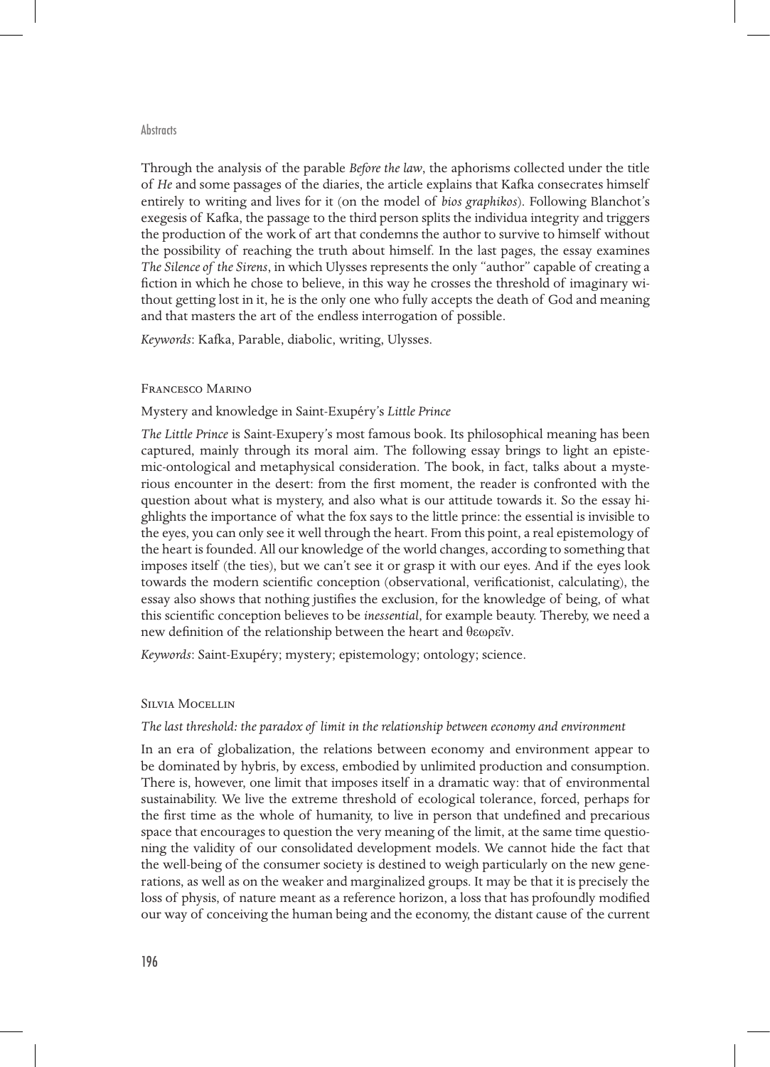Through the analysis of the parable *Before the law*, the aphorisms collected under the title of *He* and some passages of the diaries, the article explains that Kafka consecrates himself entirely to writing and lives for it (on the model of *bios graphikos*). Following Blanchot's exegesis of Kafka, the passage to the third person splits the individua integrity and triggers the production of the work of art that condemns the author to survive to himself without the possibility of reaching the truth about himself. In the last pages, the essay examines *The Silence of the Sirens*, in which Ulysses represents the only "author" capable of creating a fiction in which he chose to believe, in this way he crosses the threshold of imaginary without getting lost in it, he is the only one who fully accepts the death of God and meaning and that masters the art of the endless interrogation of possible.

*Keywords*: Kafka, Parable, diabolic, writing, Ulysses.

Francesco Marino

Mystery and knowledge in Saint-Exupéry's *Little Prince*

*The Little Prince* is Saint-Exupery's most famous book. Its philosophical meaning has been captured, mainly through its moral aim. The following essay brings to light an epistemic-ontological and metaphysical consideration. The book, in fact, talks about a mysterious encounter in the desert: from the first moment, the reader is confronted with the question about what is mystery, and also what is our attitude towards it. So the essay highlights the importance of what the fox says to the little prince: the essential is invisible to the eyes, you can only see it well through the heart. From this point, a real epistemology of the heart is founded. All our knowledge of the world changes, according to something that imposes itself (the ties), but we can't see it or grasp it with our eyes. And if the eyes look towards the modern scientific conception (observational, verificationist, calculating), the essay also shows that nothing justifies the exclusion, for the knowledge of being, of what this scientific conception believes to be *inessential*, for example beauty. Thereby, we need a new definition of the relationship between the heart and θεωρεῖν.

*Keywords*: Saint-Exupéry; mystery; epistemology; ontology; science.

Silvia Mocellin

*The last threshold: the paradox of limit in the relationship between economy and environment*

In an era of globalization, the relations between economy and environment appear to be dominated by hybris, by excess, embodied by unlimited production and consumption. There is, however, one limit that imposes itself in a dramatic way: that of environmental sustainability. We live the extreme threshold of ecological tolerance, forced, perhaps for the first time as the whole of humanity, to live in person that undefined and precarious space that encourages to question the very meaning of the limit, at the same time questioning the validity of our consolidated development models. We cannot hide the fact that the well-being of the consumer society is destined to weigh particularly on the new generations, as well as on the weaker and marginalized groups. It may be that it is precisely the loss of physis, of nature meant as a reference horizon, a loss that has profoundly modified our way of conceiving the human being and the economy, the distant cause of the current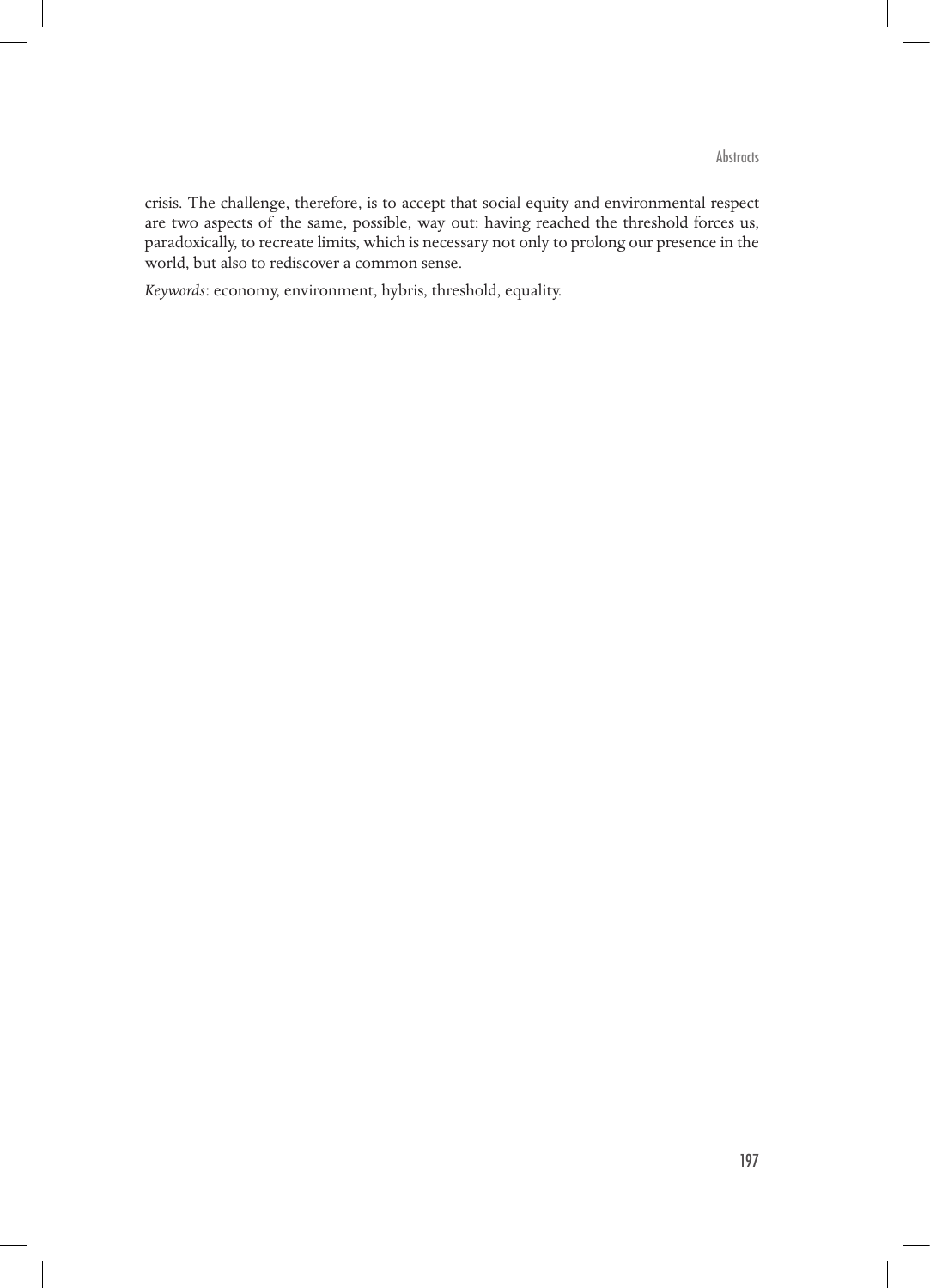crisis. The challenge, therefore, is to accept that social equity and environmental respect are two aspects of the same, possible, way out: having reached the threshold forces us, paradoxically, to recreate limits, which is necessary not only to prolong our presence in the world, but also to rediscover a common sense.

*Keywords*: economy, environment, hybris, threshold, equality.